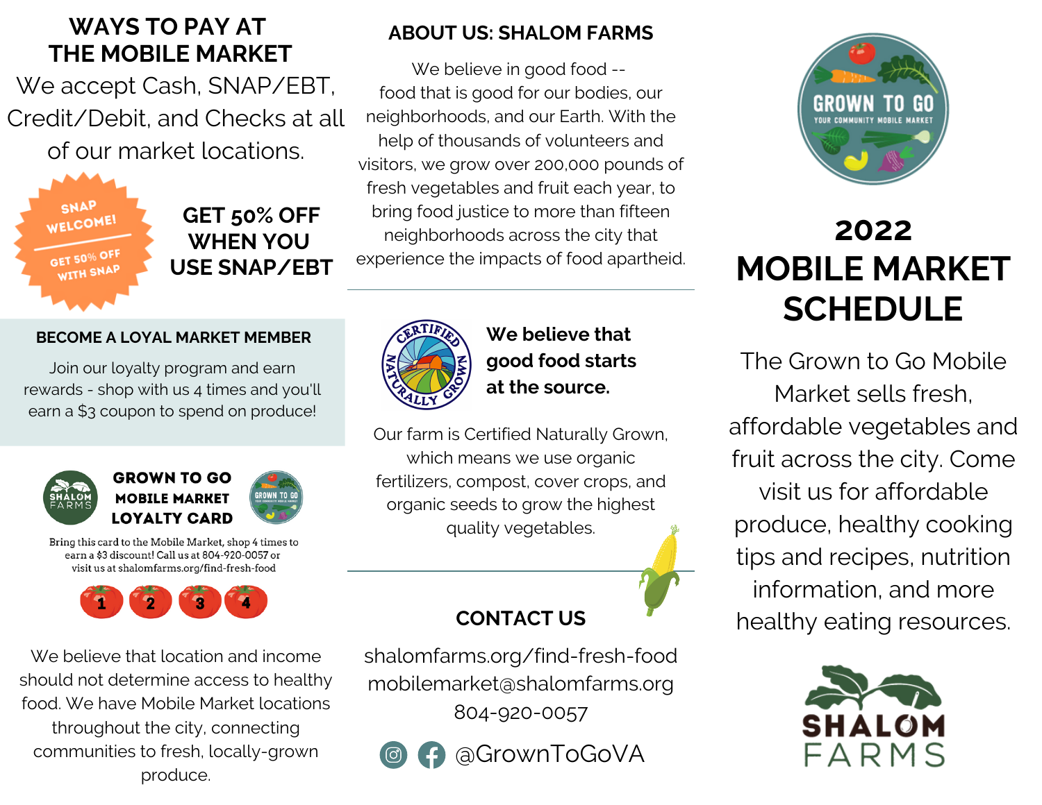# WAYS TO PAY AT THE MOBILE MARKET

We accept Cash, SNAP/EBT, Credit/Debit, and Checks at all of our market locations.

SNAP WELCOME! GET 50% OFF WITH SNAP

**GET 50% OFF WHEN YOU USE SNAP/EBT**

## BECOME A LOYAL MARKET MEMBER

Join our loyalty program and earn rewards - shop with us 4 times and you'll earn a $3 coupon to spend on produce!

**GROWN TO GO MOBILE MARKET LOYALTY CARD**

Bring this card to the Mobile Market, shop 4 times to earn a $3 discount! Call us at 804-920-0057 or visit us at shalomfarms.org/find-fresh-food

1 2 3 4

We believe that location and income should not determine access to healthy food. We have Mobile Market locations throughout the city, connecting communities to fresh, locally-grown produce.

## ABOUT US: SHALOM FARMS

We believe in good food -- food that is good for our bodies, our neighborhoods, and our Earth. With the help of thousands of volunteers and visitors, we grow over 200,000 pounds of fresh vegetables and fruit each year, to bring food justice to more than fifteen neighborhoods across the city that experience the impacts of food apartheid.

**We believe that good food starts at the source.**

Our farm is Certified Naturally Grown, which means we use organic fertilizers, compost, cover crops, and organic seeds to grow the highest quality vegetables.

## CONTACT US

shalomfarms.org/find-fresh-food
mobilemarket@shalomfarms.org
804-920-0057

@GrownToGoVA

GROWN TO GO — YOUR COMMUNITY MOBILE MARKET

# 2022 MOBILE MARKET SCHEDULE

The Grown to Go Mobile Market sells fresh, affordable vegetables and fruit across the city. Come visit us for affordable produce, healthy cooking tips and recipes, nutrition information, and more healthy eating resources.

SHALOM FARMS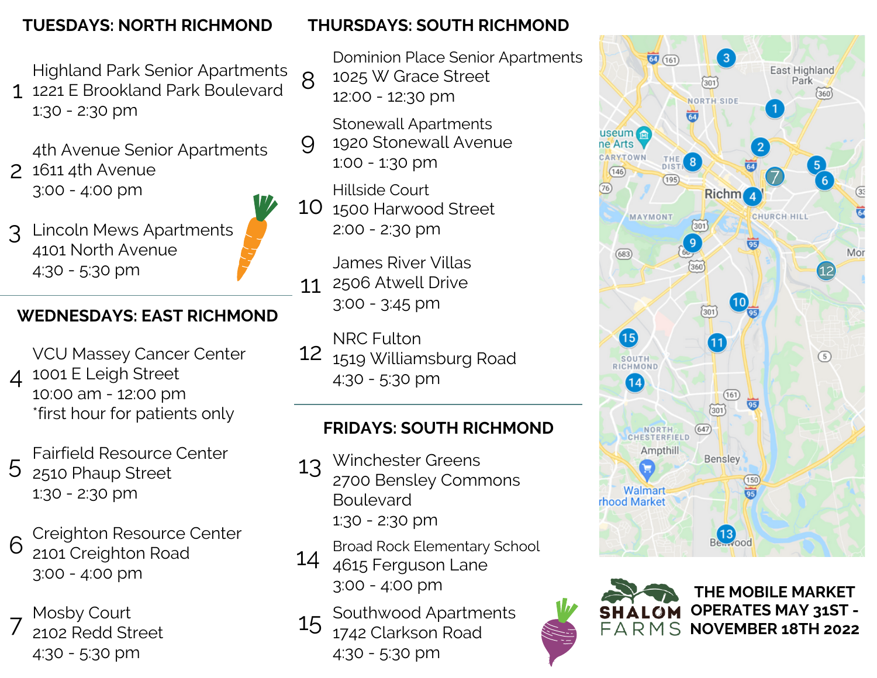## TUESDAYS: NORTH RICHMOND

1. Highland Park Senior Apartments
   1221 E Brookland Park Boulevard
   1:30 - 2:30 pm

2. 4th Avenue Senior Apartments
   1611 4th Avenue
   3:00 - 4:00 pm

3. Lincoln Mews Apartments
   4101 North Avenue
   4:30 - 5:30 pm

## WEDNESDAYS: EAST RICHMOND

4. VCU Massey Cancer Center
   1001 E Leigh Street
   10:00 am - 12:00 pm
   *first hour for patients only

5. Fairfield Resource Center
   2510 Phaup Street
   1:30 - 2:30 pm

6. Creighton Resource Center
   2101 Creighton Road
   3:00 - 4:00 pm

7. Mosby Court
   2102 Redd Street
   4:30 - 5:30 pm

## THURSDAYS: SOUTH RICHMOND

8. Dominion Place Senior Apartments
   1025 W Grace Street
   12:00 - 12:30 pm

9. Stonewall Apartments
   1920 Stonewall Avenue
   1:00 - 1:30 pm

10. Hillside Court
    1500 Harwood Street
    2:00 - 2:30 pm

11. James River Villas
    2506 Atwell Drive
    3:00 - 3:45 pm

12. NRC Fulton
    1519 Williamsburg Road
    4:30 - 5:30 pm

## FRIDAYS: SOUTH RICHMOND

13. Winchester Greens
    2700 Bensley Commons Boulevard
    1:30 - 2:30 pm

14. Broad Rock Elementary School
    4615 Ferguson Lane
    3:00 - 4:00 pm

15. Southwood Apartments
    1742 Clarkson Road
    4:30 - 5:30 pm

**SHALOM FARMS**

**THE MOBILE MARKET OPERATES MAY 31ST - NOVEMBER 18TH 2022**